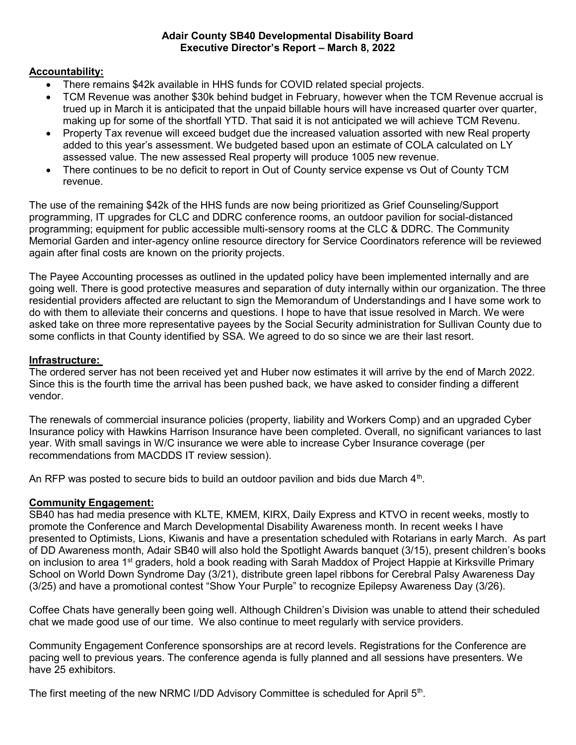**Adair County SB40 Developmental Disability Board**
**Executive Director's Report – March 8, 2022**

**Accountability:**

- There remains $42k available in HHS funds for COVID related special projects.
- TCM Revenue was another $30k behind budget in February, however when the TCM Revenue accrual is trued up in March it is anticipated that the unpaid billable hours will have increased quarter over quarter, making up for some of the shortfall YTD. That said it is not anticipated we will achieve TCM Revenu.
- Property Tax revenue will exceed budget due the increased valuation assorted with new Real property added to this year's assessment. We budgeted based upon an estimate of COLA calculated on LY assessed value. The new assessed Real property will produce 1005 new revenue.
- There continues to be no deficit to report in Out of County service expense vs Out of County TCM revenue.

The use of the remaining $42k of the HHS funds are now being prioritized as Grief Counseling/Support programming, IT upgrades for CLC and DDRC conference rooms, an outdoor pavilion for social-distanced programming; equipment for public accessible multi-sensory rooms at the CLC & DDRC. The Community Memorial Garden and inter-agency online resource directory for Service Coordinators reference will be reviewed again after final costs are known on the priority projects.

The Payee Accounting processes as outlined in the updated policy have been implemented internally and are going well. There is good protective measures and separation of duty internally within our organization. The three residential providers affected are reluctant to sign the Memorandum of Understandings and I have some work to do with them to alleviate their concerns and questions. I hope to have that issue resolved in March. We were asked take on three more representative payees by the Social Security administration for Sullivan County due to some conflicts in that County identified by SSA. We agreed to do so since we are their last resort.

**Infrastructure:**

The ordered server has not been received yet and Huber now estimates it will arrive by the end of March 2022. Since this is the fourth time the arrival has been pushed back, we have asked to consider finding a different vendor.

The renewals of commercial insurance policies (property, liability and Workers Comp) and an upgraded Cyber Insurance policy with Hawkins Harrison Insurance have been completed. Overall, no significant variances to last year. With small savings in W/C insurance we were able to increase Cyber Insurance coverage (per recommendations from MACDDS IT review session).

An RFP was posted to secure bids to build an outdoor pavilion and bids due March 4th.

**Community Engagement:**

SB40 has had media presence with KLTE, KMEM, KIRX, Daily Express and KTVO in recent weeks, mostly to promote the Conference and March Developmental Disability Awareness month. In recent weeks I have presented to Optimists, Lions, Kiwanis and have a presentation scheduled with Rotarians in early March. As part of DD Awareness month, Adair SB40 will also hold the Spotlight Awards banquet (3/15), present children's books on inclusion to area 1st graders, hold a book reading with Sarah Maddox of Project Happie at Kirksville Primary School on World Down Syndrome Day (3/21), distribute green lapel ribbons for Cerebral Palsy Awareness Day (3/25) and have a promotional contest "Show Your Purple" to recognize Epilepsy Awareness Day (3/26).

Coffee Chats have generally been going well. Although Children's Division was unable to attend their scheduled chat we made good use of our time. We also continue to meet regularly with service providers.

Community Engagement Conference sponsorships are at record levels. Registrations for the Conference are pacing well to previous years. The conference agenda is fully planned and all sessions have presenters. We have 25 exhibitors.

The first meeting of the new NRMC I/DD Advisory Committee is scheduled for April 5th.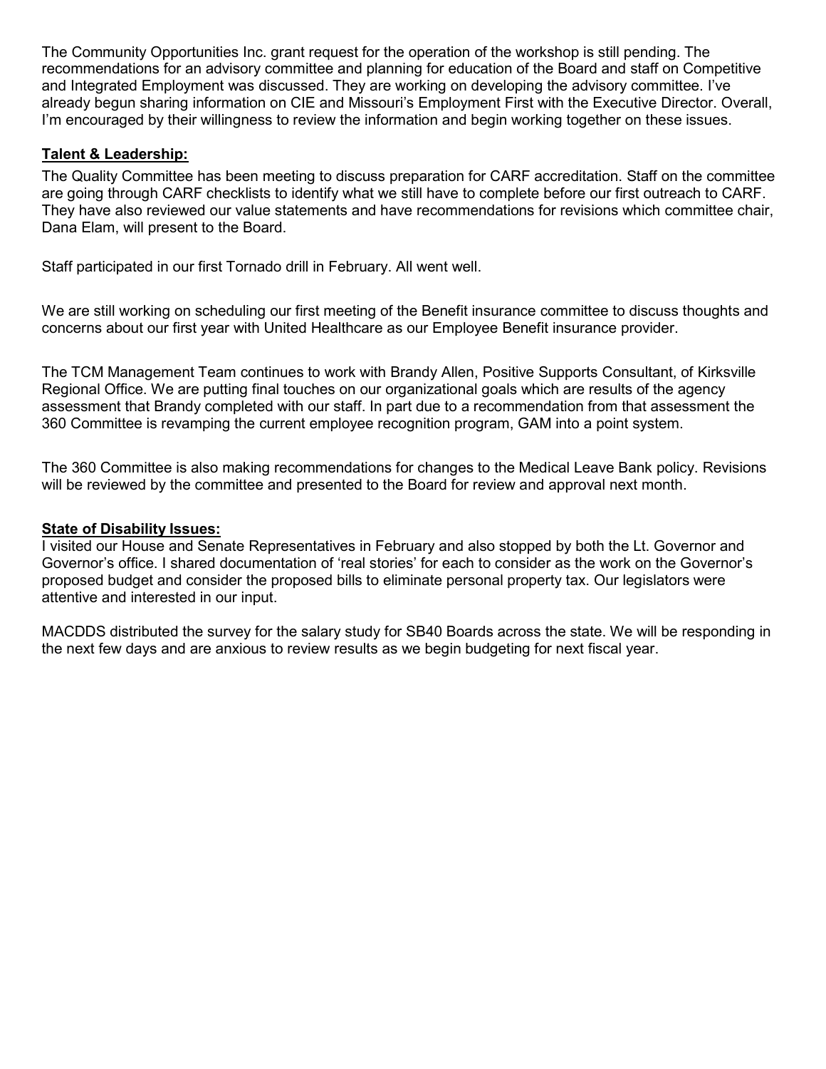The Community Opportunities Inc. grant request for the operation of the workshop is still pending. The recommendations for an advisory committee and planning for education of the Board and staff on Competitive and Integrated Employment was discussed. They are working on developing the advisory committee. I've already begun sharing information on CIE and Missouri's Employment First with the Executive Director. Overall, I'm encouraged by their willingness to review the information and begin working together on these issues.

**Talent & Leadership:**

The Quality Committee has been meeting to discuss preparation for CARF accreditation. Staff on the committee are going through CARF checklists to identify what we still have to complete before our first outreach to CARF. They have also reviewed our value statements and have recommendations for revisions which committee chair, Dana Elam, will present to the Board.

Staff participated in our first Tornado drill in February. All went well.

We are still working on scheduling our first meeting of the Benefit insurance committee to discuss thoughts and concerns about our first year with United Healthcare as our Employee Benefit insurance provider.

The TCM Management Team continues to work with Brandy Allen, Positive Supports Consultant, of Kirksville Regional Office. We are putting final touches on our organizational goals which are results of the agency assessment that Brandy completed with our staff. In part due to a recommendation from that assessment the 360 Committee is revamping the current employee recognition program, GAM into a point system.

The 360 Committee is also making recommendations for changes to the Medical Leave Bank policy. Revisions will be reviewed by the committee and presented to the Board for review and approval next month.

**State of Disability Issues:**

I visited our House and Senate Representatives in February and also stopped by both the Lt. Governor and Governor's office. I shared documentation of 'real stories' for each to consider as the work on the Governor's proposed budget and consider the proposed bills to eliminate personal property tax. Our legislators were attentive and interested in our input.

MACDDS distributed the survey for the salary study for SB40 Boards across the state. We will be responding in the next few days and are anxious to review results as we begin budgeting for next fiscal year.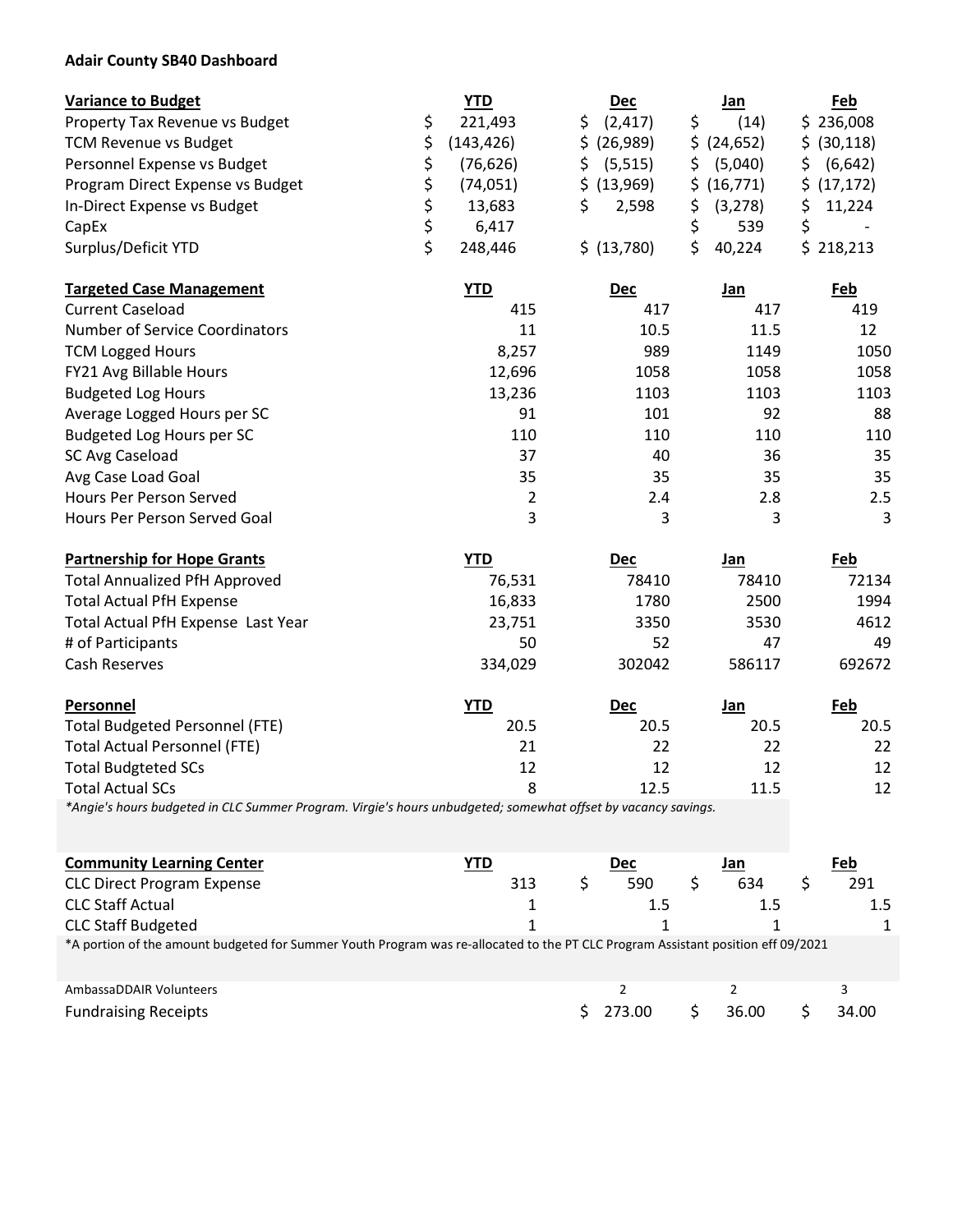**Adair County SB40 Dashboard**

| Variance to Budget | YTD | Dec | Jan | Feb |
|---|---|---|---|---|
| Property Tax Revenue vs Budget | $ 221,493 | $ (2,417) | $ (14) | $ 236,008 |
| TCM Revenue vs Budget | $ (143,426) | $ (26,989) | $ (24,652) | $ (30,118) |
| Personnel Expense vs Budget | $ (76,626) | $ (5,515) | $ (5,040) | $ (6,642) |
| Program Direct Expense vs Budget | $ (74,051) | $ (13,969) | $ (16,771) | $ (17,172) |
| In-Direct Expense vs Budget | $ 13,683 | $ 2,598 | $ (3,278) | $ 11,224 |
| CapEx | $ 6,417 | | $ 539 | $ - |
| Surplus/Deficit YTD | $ 248,446 | $ (13,780) | $ 40,224 | $ 218,213 |

| Targeted Case Management | YTD | Dec | Jan | Feb |
|---|---|---|---|---|
| Current Caseload | 415 | 417 | 417 | 419 |
| Number of Service Coordinators | 11 | 10.5 | 11.5 | 12 |
| TCM Logged Hours | 8,257 | 989 | 1149 | 1050 |
| FY21 Avg Billable Hours | 12,696 | 1058 | 1058 | 1058 |
| Budgeted Log Hours | 13,236 | 1103 | 1103 | 1103 |
| Average Logged Hours per SC | 91 | 101 | 92 | 88 |
| Budgeted Log Hours per SC | 110 | 110 | 110 | 110 |
| SC Avg Caseload | 37 | 40 | 36 | 35 |
| Avg Case Load Goal | 35 | 35 | 35 | 35 |
| Hours Per Person Served | 2 | 2.4 | 2.8 | 2.5 |
| Hours Per Person Served Goal | 3 | 3 | 3 | 3 |

| Partnership for Hope Grants | YTD | Dec | Jan | Feb |
|---|---|---|---|---|
| Total Annualized PfH Approved | 76,531 | 78410 | 78410 | 72134 |
| Total Actual PfH Expense | 16,833 | 1780 | 2500 | 1994 |
| Total Actual PfH Expense Last Year | 23,751 | 3350 | 3530 | 4612 |
| # of Participants | 50 | 52 | 47 | 49 |
| Cash Reserves | 334,029 | 302042 | 586117 | 692672 |

| Personnel | YTD | Dec | Jan | Feb |
|---|---|---|---|---|
| Total Budgeted Personnel (FTE) | 20.5 | 20.5 | 20.5 | 20.5 |
| Total Actual Personnel (FTE) | 21 | 22 | 22 | 22 |
| Total Budgteted SCs | 12 | 12 | 12 | 12 |
| Total Actual SCs | 8 | 12.5 | 11.5 | 12 |

*\*Angie's hours budgeted in CLC Summer Program. Virgie's hours unbudgeted; somewhat offset by vacancy savings.*

| Community Learning Center | YTD | Dec | Jan | Feb |
|---|---|---|---|---|
| CLC Direct Program Expense | 313 | $ 590 | $ 634 | $ 291 |
| CLC Staff Actual | 1 | 1.5 | 1.5 | 1.5 |
| CLC Staff Budgeted | 1 | 1 | 1 | 1 |

*A portion of the amount budgeted for Summer Youth Program was re-allocated to the PT CLC Program Assistant position eff 09/2021

| | Dec | Jan | Feb |
|---|---|---|---|
| AmbassaDDAIR Volunteers | 2 | 2 | 3 |
| Fundraising Receipts | $ 273.00 | $ 36.00 | $ 34.00 |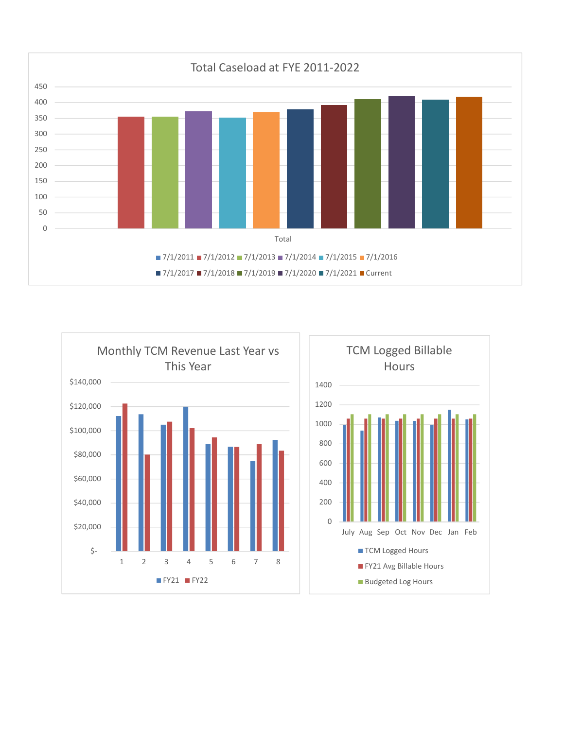Total Caseload at FYE 2011-2022

450
400
350
300
250
200
150
100
50
0

Total

7/1/2011 7/1/2012 7/1/2013 7/1/2014 7/1/2015 7/1/2016
7/1/2017 7/1/2018 7/1/2019 7/1/2020 7/1/2021 Current

Monthly TCM Revenue Last Year vs This Year

$140,000
$120,000
$100,000
$80,000
$60,000
$40,000
$20,000
$-

1 2 3 4 5 6 7 8

FY21 FY22

TCM Logged Billable Hours

1400
1200
1000
800
600
400
200
0

July Aug Sep Oct Nov Dec Jan Feb

TCM Logged Hours
FY21 Avg Billable Hours
Budgeted Log Hours